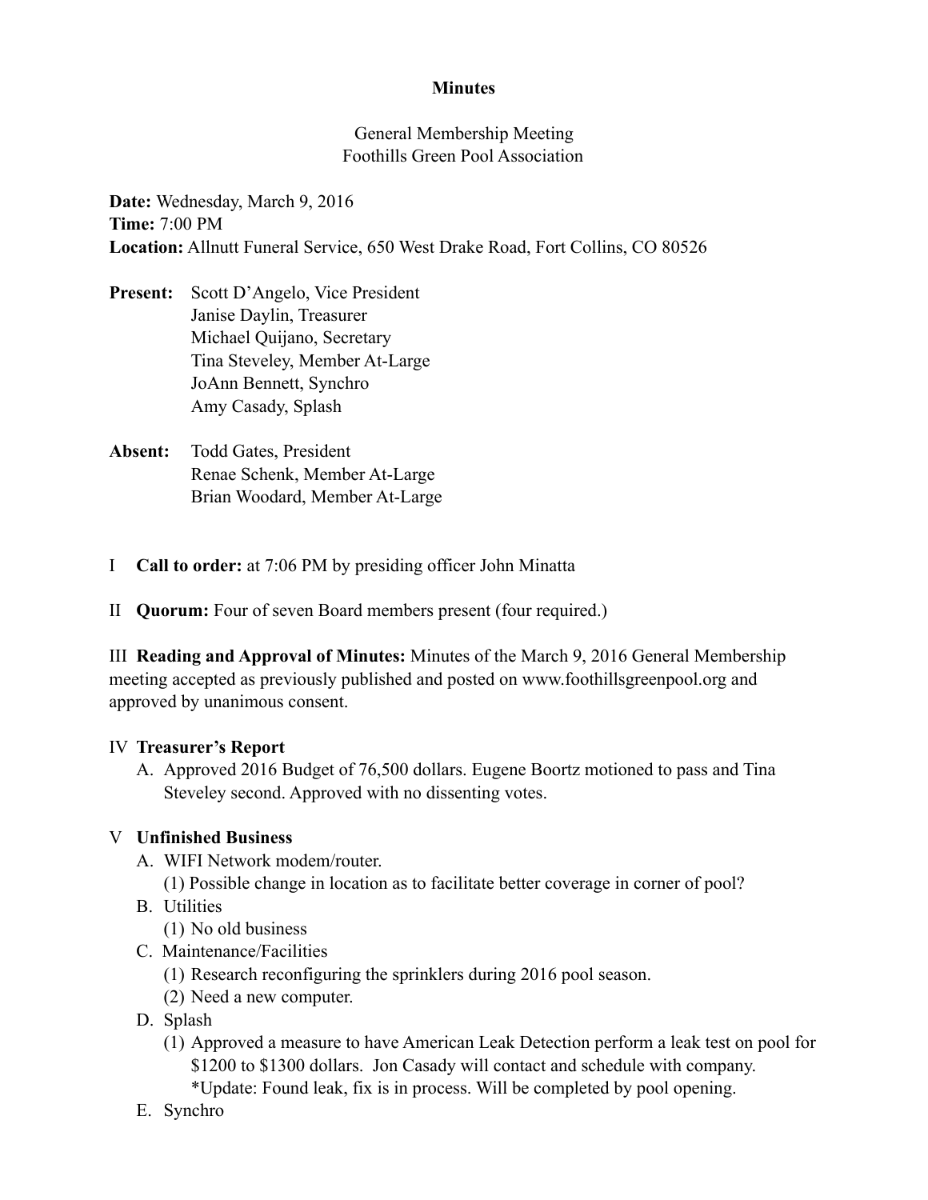**Minutes**

General Membership Meeting
Foothills Green Pool Association

**Date:** Wednesday, March 9, 2016
**Time:** 7:00 PM
**Location:** Allnutt Funeral Service, 650 West Drake Road, Fort Collins, CO 80526

**Present:** Scott D'Angelo, Vice President
Janise Daylin, Treasurer
Michael Quijano, Secretary
Tina Steveley, Member At-Large
JoAnn Bennett, Synchro
Amy Casady, Splash

**Absent:** Todd Gates, President
Renae Schenk, Member At-Large
Brian Woodard, Member At-Large

I **Call to order:** at 7:06 PM by presiding officer John Minatta

II **Quorum:** Four of seven Board members present (four required.)

III **Reading and Approval of Minutes:** Minutes of the March 9, 2016 General Membership meeting accepted as previously published and posted on www.foothillsgreenpool.org and approved by unanimous consent.

IV **Treasurer's Report**

A. Approved 2016 Budget of 76,500 dollars. Eugene Boortz motioned to pass and Tina Steveley second. Approved with no dissenting votes.

V **Unfinished Business**

A. WIFI Network modem/router.
   (1) Possible change in location as to facilitate better coverage in corner of pool?
B. Utilities
   (1) No old business
C. Maintenance/Facilities
   (1) Research reconfiguring the sprinklers during 2016 pool season.
   (2) Need a new computer.
D. Splash
   (1) Approved a measure to have American Leak Detection perform a leak test on pool for $1200 to $1300 dollars. Jon Casady will contact and schedule with company.
   *Update: Found leak, fix is in process. Will be completed by pool opening.
E. Synchro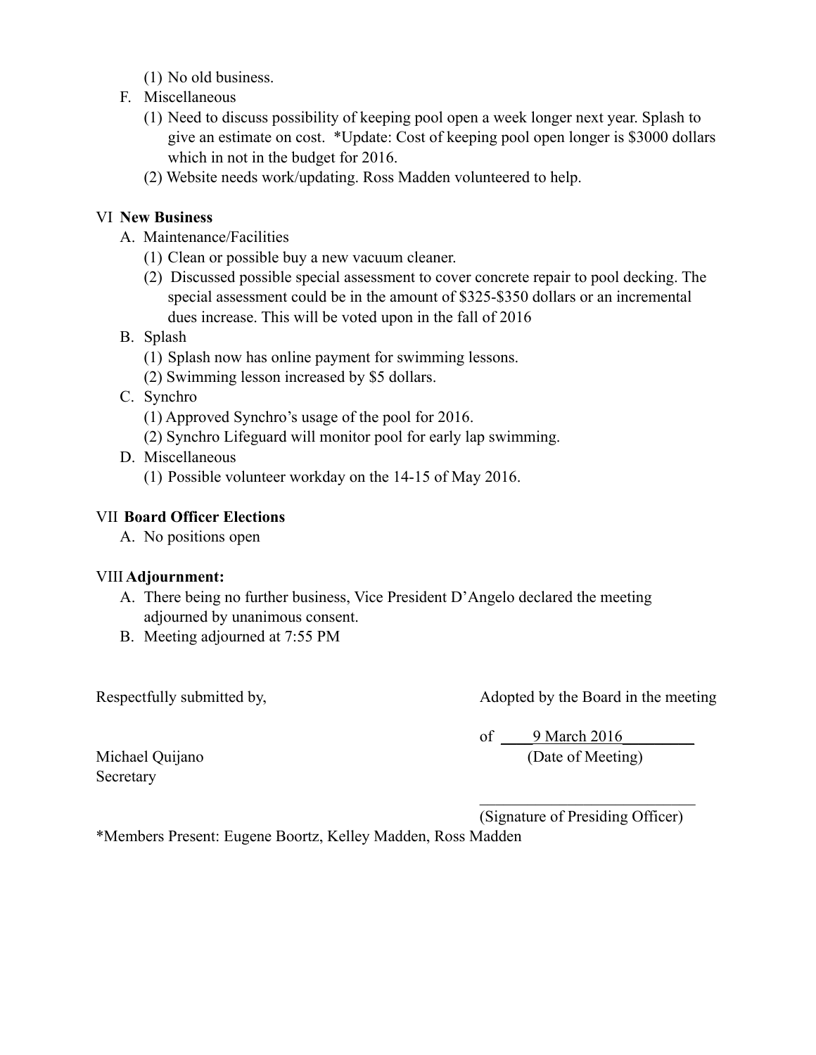(1) No old business.

F. Miscellaneous
   (1) Need to discuss possibility of keeping pool open a week longer next year. Splash to give an estimate on cost. *Update: Cost of keeping pool open longer is $3000 dollars which in not in the budget for 2016.
   (2) Website needs work/updating. Ross Madden volunteered to help.

VI **New Business**

A. Maintenance/Facilities
   (1) Clean or possible buy a new vacuum cleaner.
   (2) Discussed possible special assessment to cover concrete repair to pool decking. The special assessment could be in the amount of $325-$350 dollars or an incremental dues increase. This will be voted upon in the fall of 2016

B. Splash
   (1) Splash now has online payment for swimming lessons.
   (2) Swimming lesson increased by $5 dollars.

C. Synchro
   (1) Approved Synchro's usage of the pool for 2016.
   (2) Synchro Lifeguard will monitor pool for early lap swimming.

D. Miscellaneous
   (1) Possible volunteer workday on the 14-15 of May 2016.

VII **Board Officer Elections**

A. No positions open

VIII **Adjournment:**

A. There being no further business, Vice President D'Angelo declared the meeting adjourned by unanimous consent.

B. Meeting adjourned at 7:55 PM

Respectfully submitted by,

Michael Quijano
Secretary

Adopted by the Board in the meeting

of 9 March 2016
(Date of Meeting)

\_\_\_\_\_\_\_\_\_\_\_\_\_\_\_\_\_\_\_\_\_\_\_\_\_\_\_\_
(Signature of Presiding Officer)

*Members Present: Eugene Boortz, Kelley Madden, Ross Madden